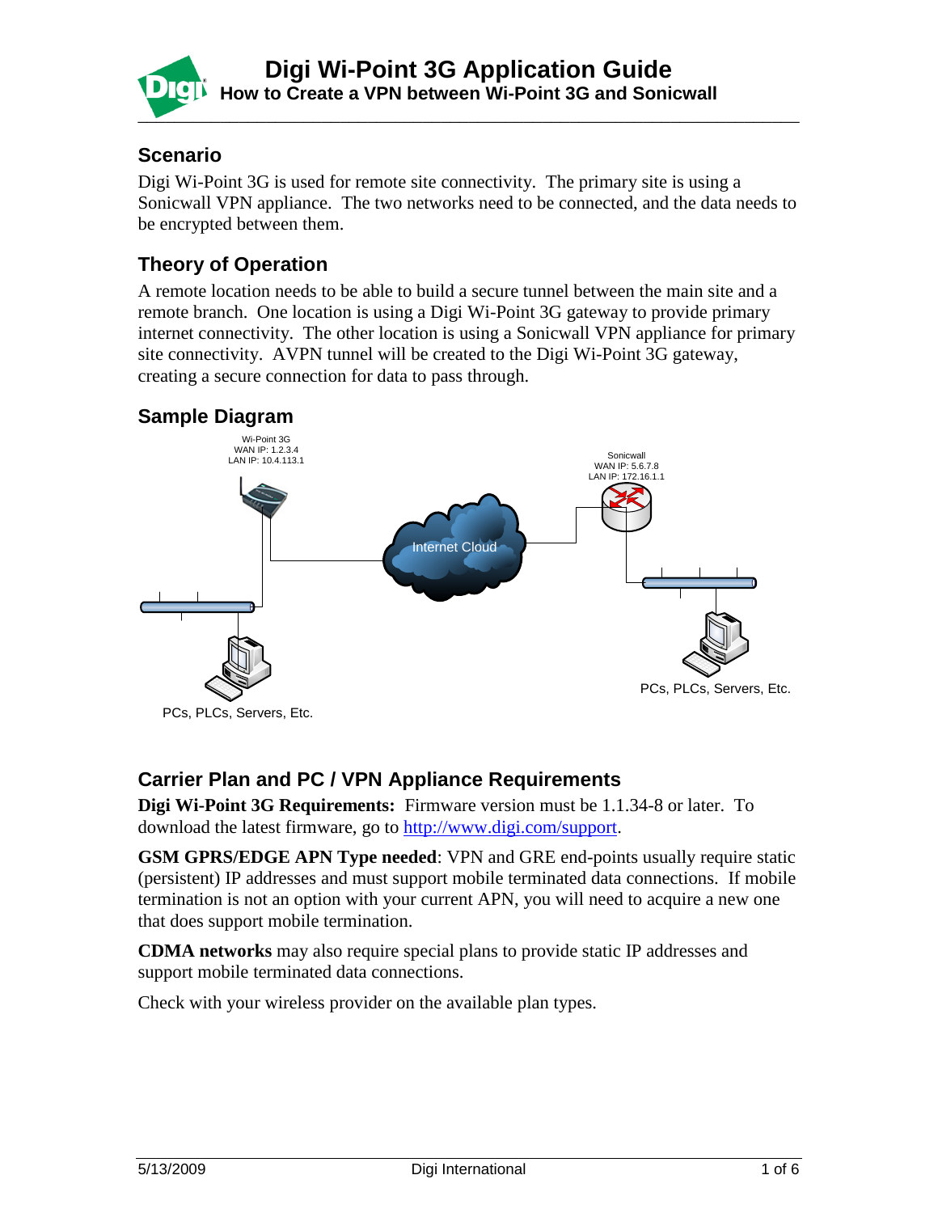# Digi Wi-Point 3G Application Guide

## How to Create a VPN between Wi-Point 3G and Sonicwall

### Scenario

Digi Wi-Point 3G is used for remote site connectivity. The primary site is using a Sonicwall VPN appliance. The two networks need to be connected, and the data needs to be encrypted between them.

### Theory of Operation

A remote location needs to be able to build a secure tunnel between the main site and a remote branch. One location is using a Digi Wi-Point 3G gateway to provide primary internet connectivity. The other location is using a Sonicwall VPN appliance for primary site connectivity. AVPN tunnel will be created to the Digi Wi-Point 3G gateway, creating a secure connection for data to pass through.

### Sample Diagram

Wi-Point 3G
WAN IP: 1.2.3.4
LAN IP: 10.4.113.1

Internet Cloud

Sonicwall
WAN IP: 5.6.7.8
LAN IP: 172.16.1.1

PCs, PLCs, Servers, Etc.

PCs, PLCs, Servers, Etc.

### Carrier Plan and PC / VPN Appliance Requirements

**Digi Wi-Point 3G Requirements:** Firmware version must be 1.1.34-8 or later. To download the latest firmware, go to http://www.digi.com/support.

**GSM GPRS/EDGE APN Type needed**: VPN and GRE end-points usually require static (persistent) IP addresses and must support mobile terminated data connections. If mobile termination is not an option with your current APN, you will need to acquire a new one that does support mobile termination.

**CDMA networks** may also require special plans to provide static IP addresses and support mobile terminated data connections.

Check with your wireless provider on the available plan types.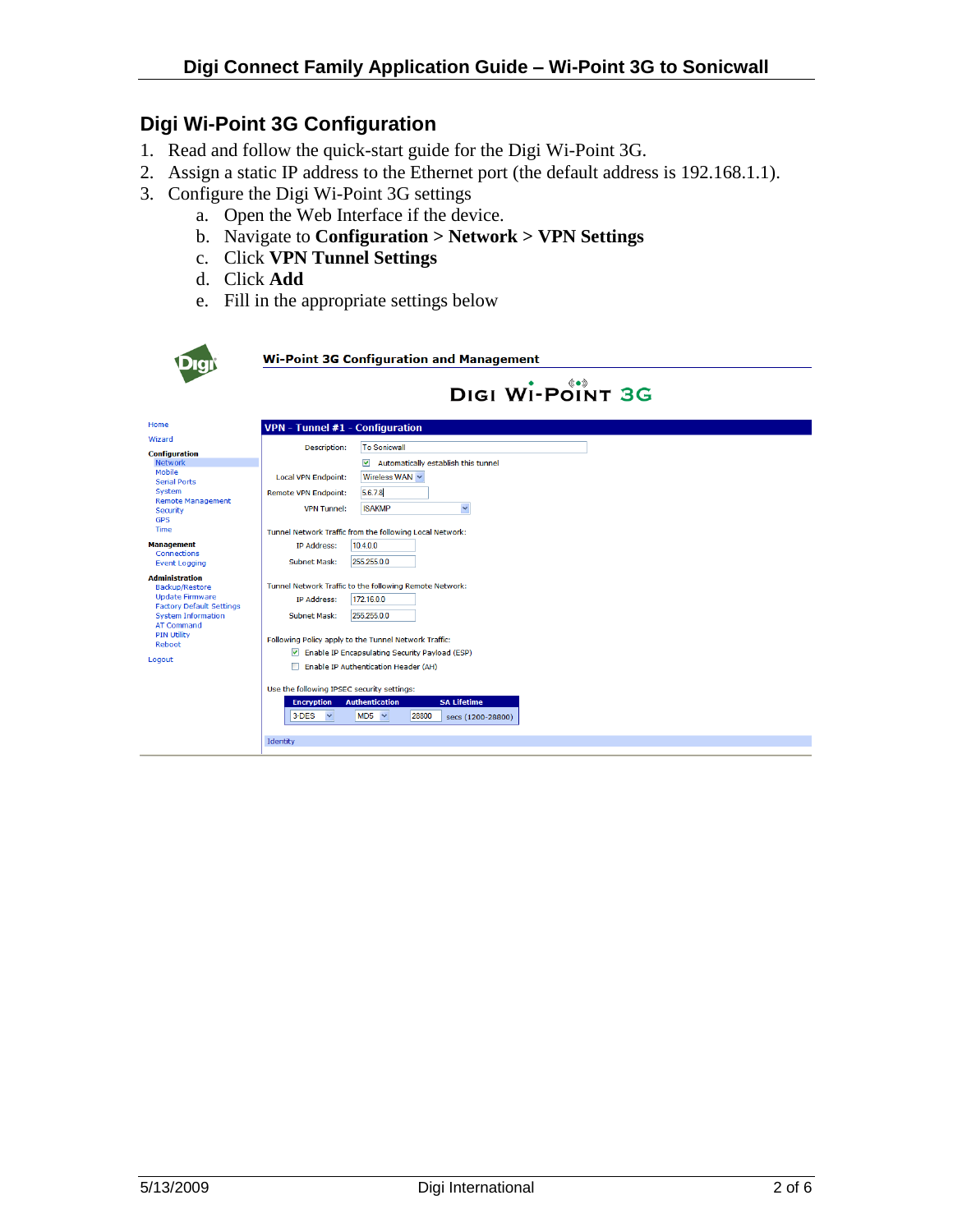## Digi Wi-Point 3G Configuration

1. Read and follow the quick-start guide for the Digi Wi-Point 3G.
2. Assign a static IP address to the Ethernet port (the default address is 192.168.1.1).
3. Configure the Digi Wi-Point 3G settings
   a. Open the Web Interface if the device.
   b. Navigate to **Configuration > Network > VPN Settings**
   c. Click **VPN Tunnel Settings**
   d. Click **Add**
   e. Fill in the appropriate settings below

**Wi-Point 3G Configuration and Management**

DIGI WI-POINT 3G

- Home
- Wizard
- **Configuration**
  - Network
  - Mobile
  - Serial Ports
  - System
  - Remote Management
  - Security
  - GPS
  - Time
- **Management**
  - Connections
  - Event Logging
- **Administration**
  - Backup/Restore
  - Update Firmware
  - Factory Default Settings
  - System Information
  - AT Command
  - PIN Utility
  - Reboot
- Logout

**VPN - Tunnel #1 - Configuration**

Description: To Sonicwall

☑ Automatically establish this tunnel

Local VPN Endpoint: Wireless WAN

Remote VPN Endpoint: 5.6.7.8

VPN Tunnel: ISAKMP

Tunnel Network Traffic from the following Local Network:

IP Address: 10.4.0.0

Subnet Mask: 255.255.0.0

Tunnel Network Traffic to the following Remote Network:

IP Address: 172.16.0.0

Subnet Mask: 255.255.0.0

Following Policy apply to the Tunnel Network Traffic:

☑ Enable IP Encapsulating Security Payload (ESP)

☐ Enable IP Authentication Header (AH)

Use the following IPSEC security settings:

| Encryption | Authentication | SA Lifetime |
|---|---|---|
| 3-DES | MD5 | 28800 secs (1200-28800) |

Identity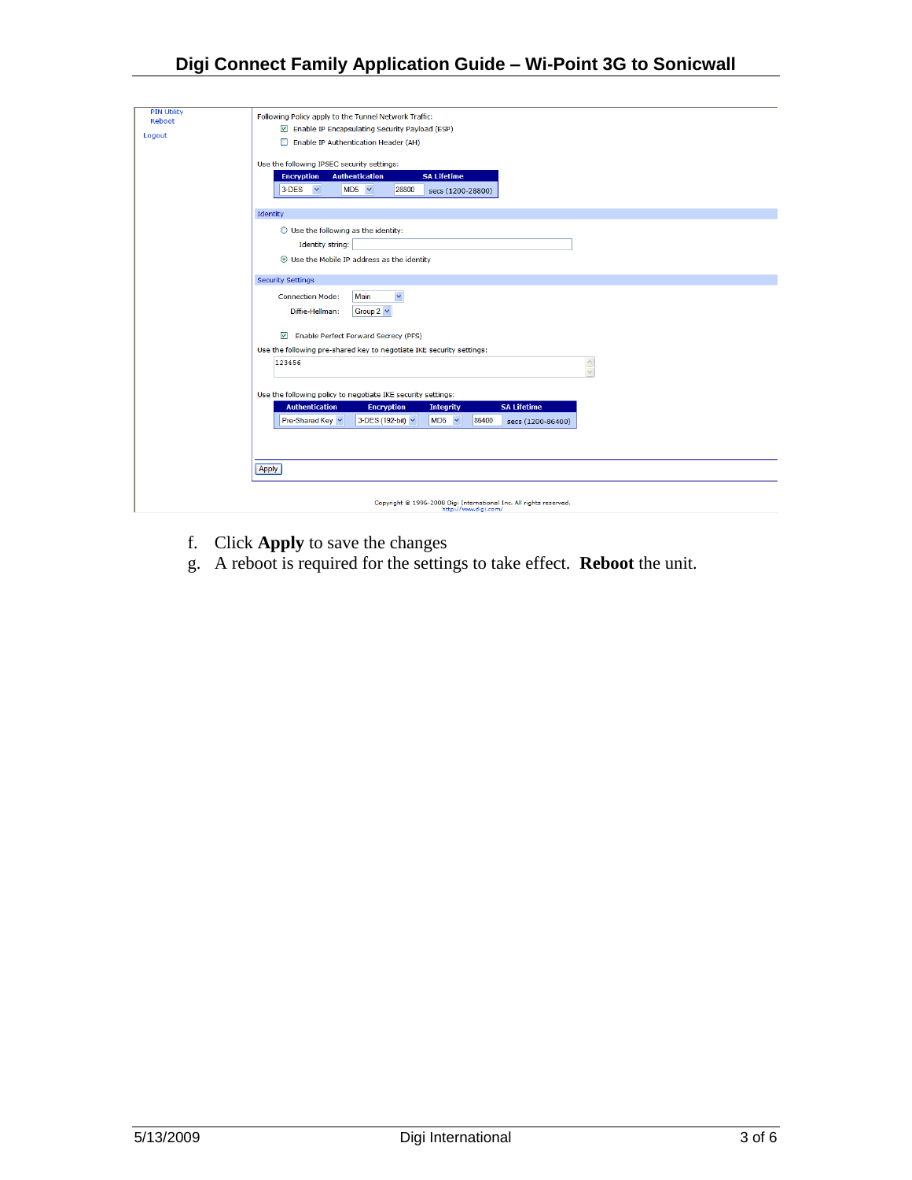PIN Utility
Reboot

Logout

Following Policy apply to the Tunnel Network Traffic:

☑ Enable IP Encapsulating Security Payload (ESP)

☐ Enable IP Authentication Header (AH)

Use the following IPSEC security settings:

| Encryption | Authentication | SA Lifetime |
|---|---|---|
| 3-DES | MD5 | 28800 secs (1200-28800) |

**Identity**

○ Use the following as the identity:

Identity string:

◉ Use the Mobile IP address as the identity

**Security Settings**

Connection Mode: Main

Diffie-Hellman: Group 2

☑ Enable Perfect Forward Secrecy (PFS)

Use the following pre-shared key to negotiate IKE security settings:

123456

Use the following policy to negotiate IKE security settings:

| Authentication | Encryption | Integrity | SA Lifetime |
|---|---|---|---|
| Pre-Shared Key | 3-DES (192-bit) | MD5 | 86400 secs (1200-86400) |

Apply

Copyright © 1996-2008 Digi International Inc. All rights reserved.
http://www.digi.com/

f. Click **Apply** to save the changes

g. A reboot is required for the settings to take effect. **Reboot** the unit.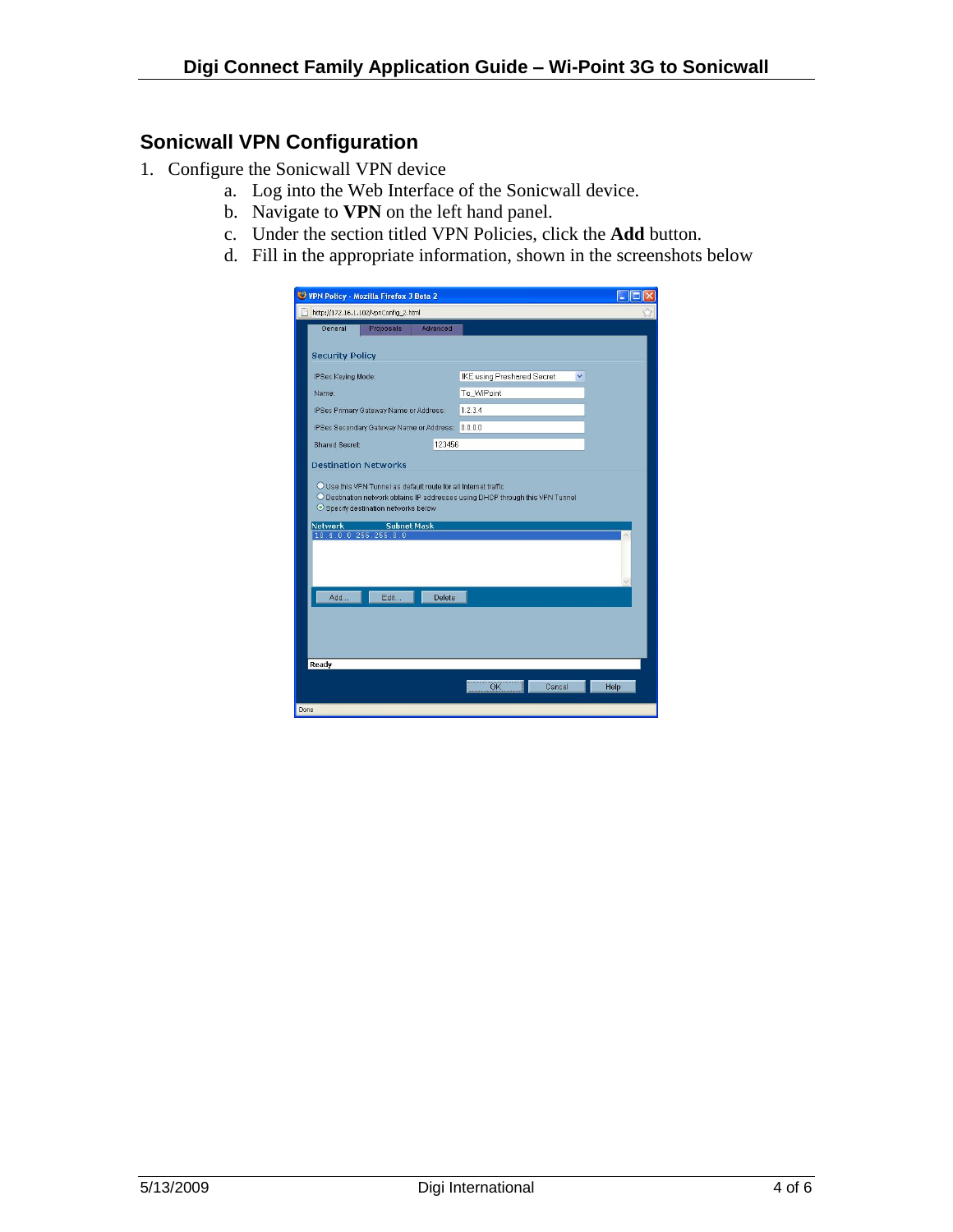## Sonicwall VPN Configuration

1. Configure the Sonicwall VPN device
    a. Log into the Web Interface of the Sonicwall device.
    b. Navigate to **VPN** on the left hand panel.
    c. Under the section titled VPN Policies, click the **Add** button.
    d. Fill in the appropriate information, shown in the screenshots below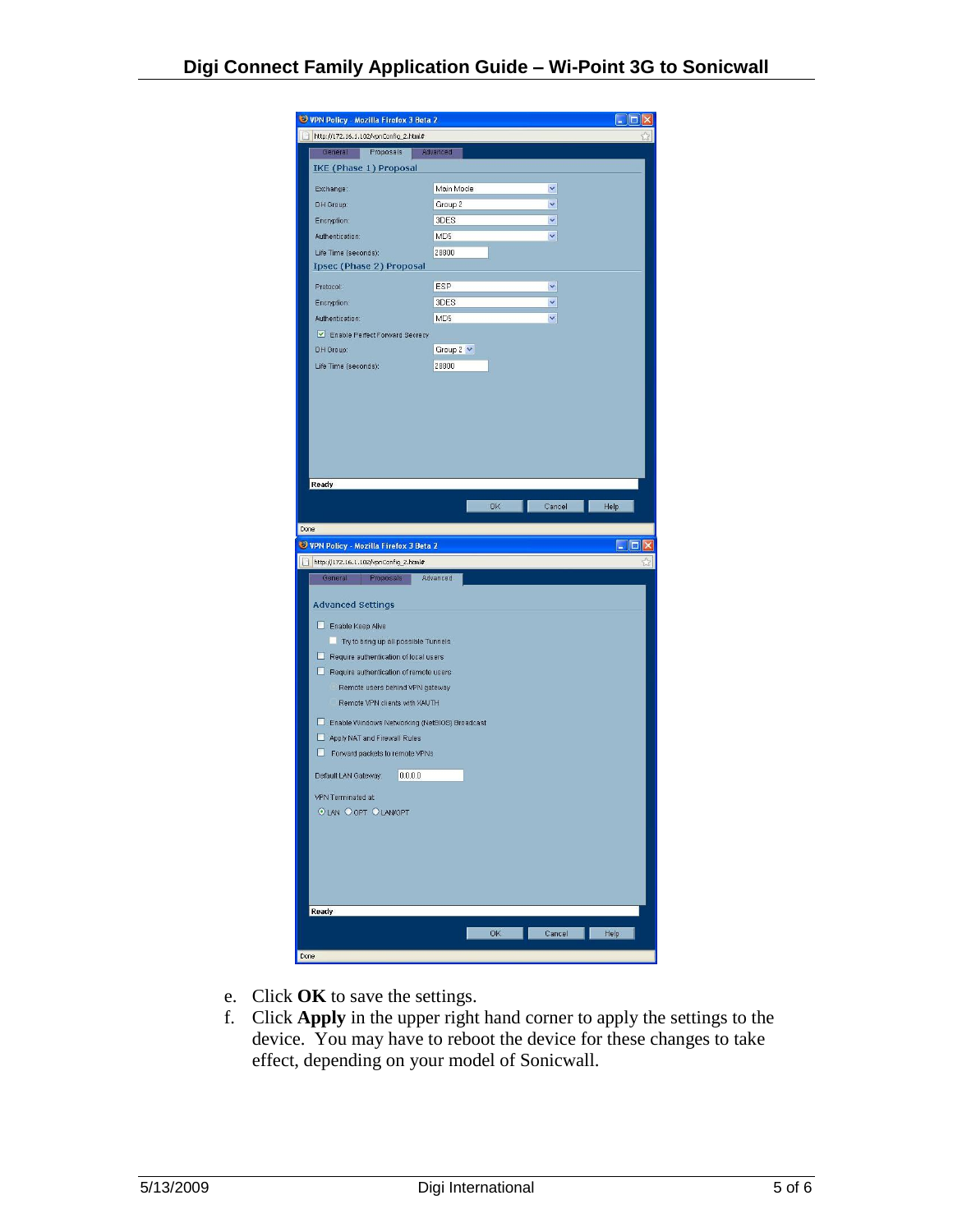e. Click **OK** to save the settings.
f. Click **Apply** in the upper right hand corner to apply the settings to the device. You may have to reboot the device for these changes to take effect, depending on your model of Sonicwall.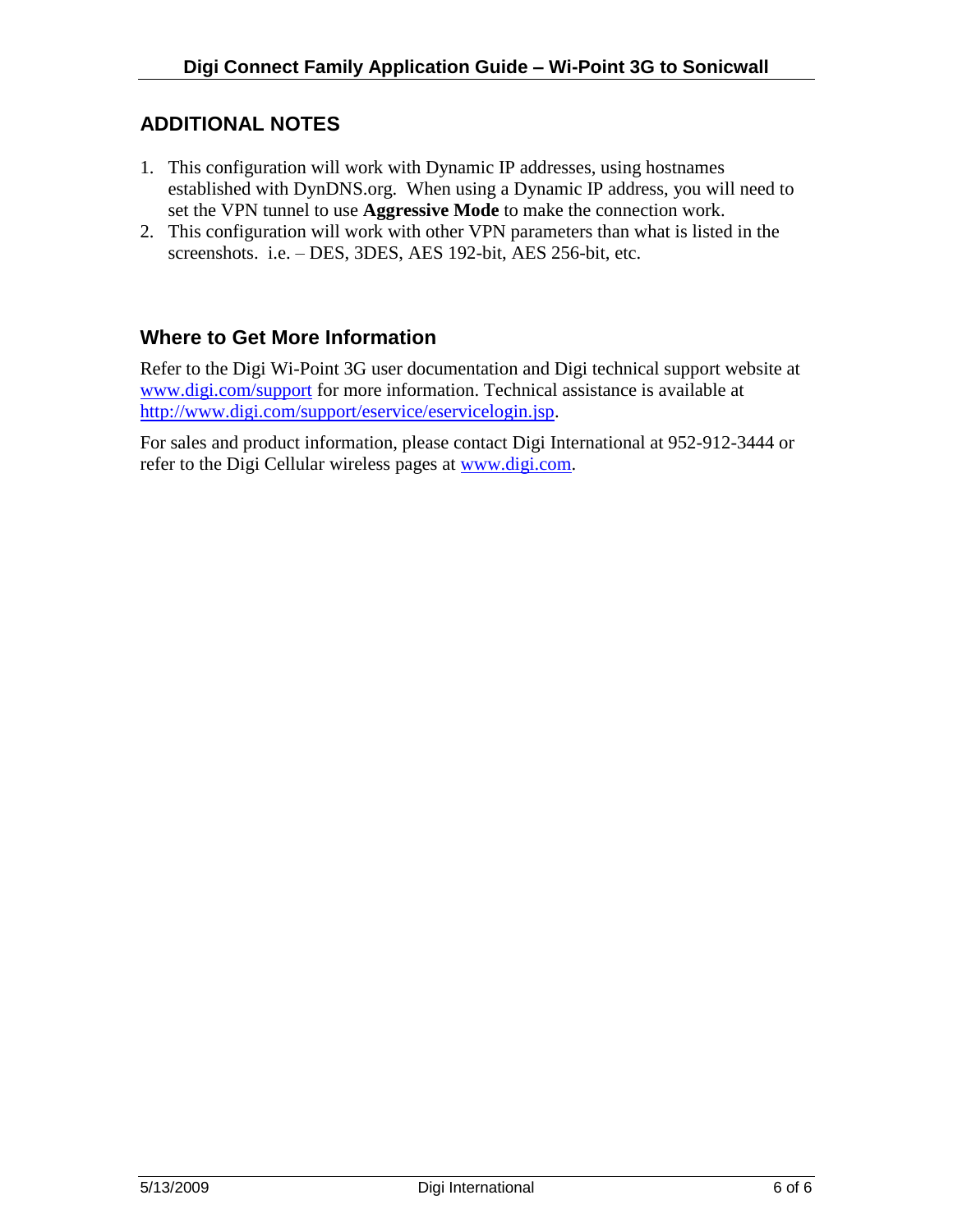## ADDITIONAL NOTES

1. This configuration will work with Dynamic IP addresses, using hostnames established with DynDNS.org. When using a Dynamic IP address, you will need to set the VPN tunnel to use **Aggressive Mode** to make the connection work.
2. This configuration will work with other VPN parameters than what is listed in the screenshots. i.e. – DES, 3DES, AES 192-bit, AES 256-bit, etc.

## Where to Get More Information

Refer to the Digi Wi-Point 3G user documentation and Digi technical support website at [www.digi.com/support](www.digi.com/support) for more information. Technical assistance is available at [http://www.digi.com/support/eservice/eservicelogin.jsp](http://www.digi.com/support/eservice/eservicelogin.jsp).

For sales and product information, please contact Digi International at 952-912-3444 or refer to the Digi Cellular wireless pages at [www.digi.com](www.digi.com).